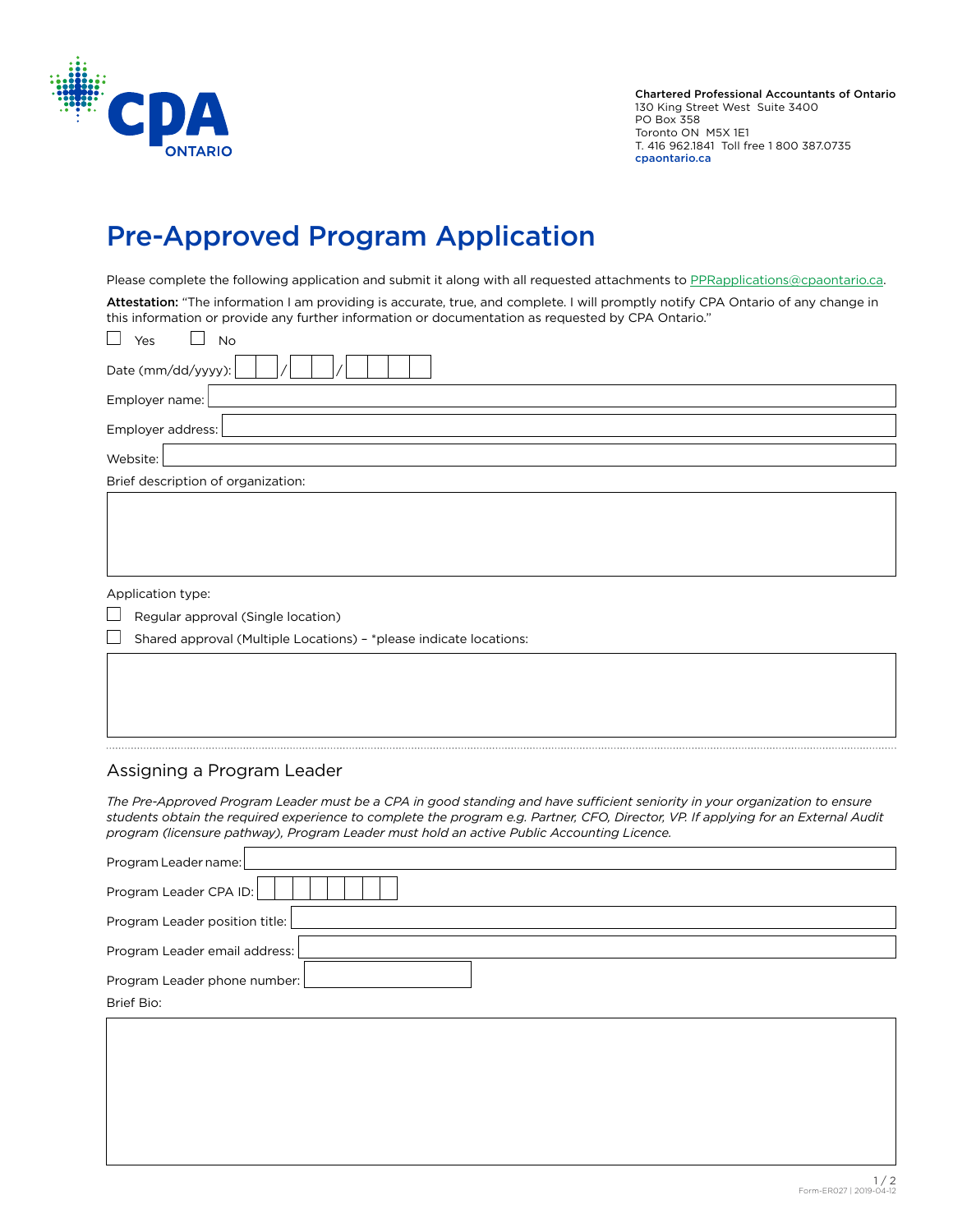Chartered Professional Accountants of Ontario
130 King Street West Suite 3400
PO Box 358
Toronto ON M5X 1E1
T. 416 962.1841 Toll free 1 800 387.0735
cpaontario.ca

# Pre-Approved Program Application

Please complete the following application and submit it along with all requested attachments to PPRapplications@cpaontario.ca.

**Attestation:** "The information I am providing is accurate, true, and complete. I will promptly notify CPA Ontario of any change in this information or provide any further information or documentation as requested by CPA Ontario."

☐ Yes ☐ No

Date (mm/dd/yyyy): __ __ / __ __ / __ __ __ __

Employer name:

Employer address:

Website:

Brief description of organization:

Application type:

☐ Regular approval (Single location)

☐ Shared approval (Multiple Locations) – *please indicate locations:

## Assigning a Program Leader

*The Pre-Approved Program Leader must be a CPA in good standing and have sufficient seniority in your organization to ensure students obtain the required experience to complete the program e.g. Partner, CFO, Director, VP. If applying for an External Audit program (licensure pathway), Program Leader must hold an active Public Accounting Licence.*

Program Leader name:

Program Leader CPA ID:

Program Leader position title:

Program Leader email address:

Program Leader phone number:

Brief Bio:

Form-ER027 | 2019-04-12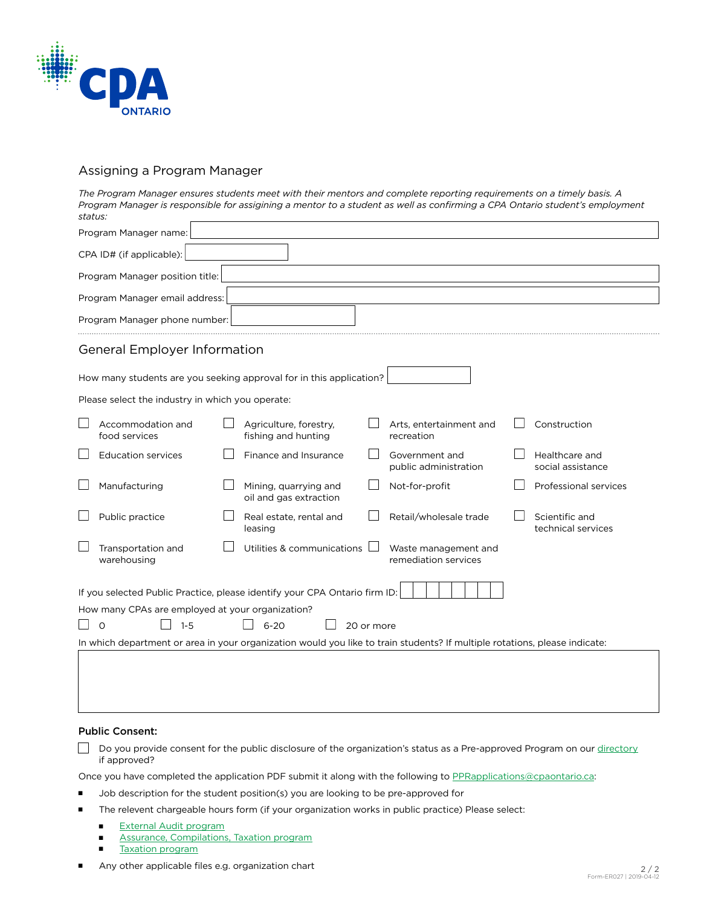## Assigning a Program Manager

*The Program Manager ensures students meet with their mentors and complete reporting requirements on a timely basis. A Program Manager is responsible for assigining a mentor to a student as well as confirming a CPA Ontario student's employment status:*

Program Manager name:

CPA ID# (if applicable):

Program Manager position title:

Program Manager email address:

Program Manager phone number:

## General Employer Information

How many students are you seeking approval for in this application?

Please select the industry in which you operate:

- ☐ Accommodation and food services
- ☐ Agriculture, forestry, fishing and hunting
- ☐ Arts, entertainment and recreation
- ☐ Construction
- ☐ Education services
- ☐ Finance and Insurance
- ☐ Government and public administration
- ☐ Healthcare and social assistance
- ☐ Manufacturing
- ☐ Mining, quarrying and oil and gas extraction
- ☐ Not-for-profit
- ☐ Professional services
- ☐ Public practice
- ☐ Real estate, rental and leasing
- ☐ Retail/wholesale trade
- ☐ Scientific and technical services
- ☐ Transportation and warehousing
- ☐ Utilities & communications
- ☐ Waste management and remediation services

If you selected Public Practice, please identify your CPA Ontario firm ID:

How many CPAs are employed at your organization?

☐ 0 ☐ 1-5 ☐ 6-20 ☐ 20 or more

In which department or area in your organization would you like to train students? If multiple rotations, please indicate:

**Public Consent:**

☐ Do you provide consent for the public disclosure of the organization's status as a Pre-approved Program on our directory if approved?

Once you have completed the application PDF submit it along with the following to PPRapplications@cpaontario.ca:

- Job description for the student position(s) you are looking to be pre-approved for
- The relevent chargeable hours form (if your organization works in public practice) Please select:
  - External Audit program
  - Assurance, Compilations, Taxation program
  - Taxation program
- Any other applicable files e.g. organization chart

Form-ER027 | 2019-04-12